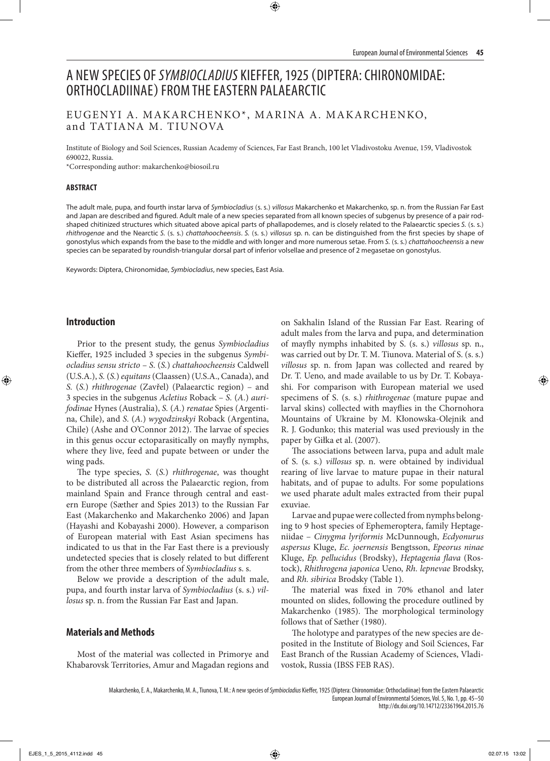# A NEW SPECIES OF *SYMBIOCLADIUS* KIEFFER, 1925 (DIPTERA: CHIRONOMIDAE: ORTHOCLADIINAE) FROM THE EASTERN PALAEARCTIC

EUGENYI A. MAKARCHENKO*, MARINA A. MAKARCHENKO, and TATIANA M. TIUNOVA

Institute of Biology and Soil Sciences, Russian Academy of Sciences, Far East Branch, 100 let Vladivostoku Avenue, 159, Vladivostok 690022, Russia.
*Corresponding author: makarchenko@biosoil.ru

#### ABSTRACT

The adult male, pupa, and fourth instar larva of *Symbiocladius* (s. s.) *villosus* Makarchenko et Makarchenko, sp. n. from the Russian Far East and Japan are described and figured. Adult male of a new species separated from all known species of subgenus by presence of a pair rod-shaped chitinized structures which situated above apical parts of phallapodemes, and is closely related to the Palaearctic species *S.* (s. s.) *rhithrogenae* and the Nearctic *S.* (s. s.) *chattahoocheensis*. *S.* (s. s.) *villosus* sp. n. can be distinguished from the first species by shape of gonostylus which expands from the base to the middle and with longer and more numerous setae. From *S.* (s. s.) *chattahoocheensis* a new species can be separated by roundish-triangular dorsal part of inferior volsellae and presence of 2 megasetae on gonostylus.

Keywords: Diptera, Chironomidae, *Symbiocladius*, new species, East Asia.

## Introduction

Prior to the present study, the genus *Symbiocladius* Kieffer, 1925 included 3 species in the subgenus *Symbiocladius sensu stricto* – *S.* (*S.*) *chattahoocheensis* Caldwell (U.S.A.), *S.* (*S.*) *equitans* (Claassen) (U.S.A., Canada), and *S.* (*S.*) *rhithrogenae* (Zavřel) (Palaearctic region) – and 3 species in the subgenus *Acletius* Roback – *S.* (*A.*) *aurifodinae* Hynes (Australia), *S.* (*A.*) *renatae* Spies (Argentina, Chile), and *S.* (*A.*) *wygodzinskyi* Roback (Argentina, Chile) (Ashe and O'Connor 2012). The larvae of species in this genus occur ectoparasitically on mayfly nymphs, where they live, feed and pupate between or under the wing pads.

The type species, *S.* (*S.*) *rhithrogenae*, was thought to be distributed all across the Palaearctic region, from mainland Spain and France through central and eastern Europe (Sæther and Spies 2013) to the Russian Far East (Makarchenko and Makarchenko 2006) and Japan (Hayashi and Kobayashi 2000). However, a comparison of European material with East Asian specimens has indicated to us that in the Far East there is a previously undetected species that is closely related to but different from the other three members of *Symbiocladius* s. s.

Below we provide a description of the adult male, pupa, and fourth instar larva of *Symbiocladius* (s. s.) *villosus* sp. n. from the Russian Far East and Japan.

## Materials and Methods

Most of the material was collected in Primorye and Khabarovsk Territories, Amur and Magadan regions and on Sakhalin Island of the Russian Far East. Rearing of adult males from the larva and pupa, and determination of mayfly nymphs inhabited by S. (s. s.) *villosus* sp. n., was carried out by Dr. T. M. Tiunova. Material of S. (s. s.) *villosus* sp. n. from Japan was collected and reared by Dr. T. Ueno, and made available to us by Dr. T. Kobayashi. For comparison with European material we used specimens of S. (s. s.) *rhithrogenae* (mature pupae and larval skins) collected with mayflies in the Chornohora Mountains of Ukraine by M. Kłonowska-Olejnik and R. J. Godunko; this material was used previously in the paper by Giłka et al. (2007).

The associations between larva, pupa and adult male of S. (s. s.) *villosus* sp. n. were obtained by individual rearing of live larvae to mature pupae in their natural habitats, and of pupae to adults. For some populations we used pharate adult males extracted from their pupal exuviae.

Larvae and pupae were collected from nymphs belonging to 9 host species of Ephemeroptera, family Heptageniidae – *Cinygma lyriformis* McDunnough, *Ecdyonurus aspersus* Kluge, *Ec. joernensis* Bengtsson, *Epeorus ninae* Kluge, *Ep. pellucidus* (Brodsky), *Heptagenia flava* (Rostock), *Rhithrogena japonica* Ueno, *Rh. lepnevae* Brodsky, and *Rh. sibirica* Brodsky (Table 1).

The material was fixed in 70% ethanol and later mounted on slides, following the procedure outlined by Makarchenko (1985). The morphological terminology follows that of Sæther (1980).

The holotype and paratypes of the new species are deposited in the Institute of Biology and Soil Sciences, Far East Branch of the Russian Academy of Sciences, Vladivostok, Russia (IBSS FEB RAS).

Makarchenko, E. A., Makarchenko, M. A., Tiunova, T. M.: A new species of *Symbiocladius* Kieffer, 1925 (Diptera: Chironomidae: Orthocladiinae) from the Eastern Palaearctic
European Journal of Environmental Sciences, Vol. 5, No. 1, pp. 45–50
http://dx.doi.org/10.14712/23361964.2015.76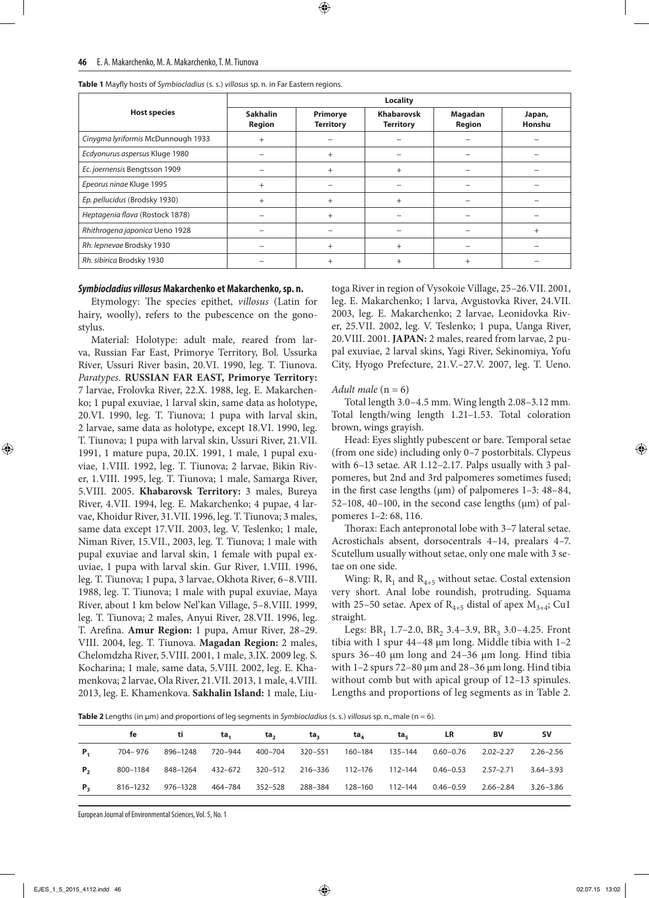**Table 1** Mayfly hosts of *Symbiocladius* (s. s.) *villosus* sp. n. in Far Eastern regions.

| Host species | Locality | | | | |
|---|---|---|---|---|---|
| | Sakhalin Region | Primorye Territory | Khabarovsk Territory | Magadan Region | Japan, Honshu |
| *Cinygma lyriformis* McDunnough 1933 | + | – | – | – | – |
| *Ecdyonurus aspersus* Kluge 1980 | – | + | – | – | – |
| *Ec. joernensis* Bengtsson 1909 | – | + | + | – | – |
| *Epeorus ninae* Kluge 1995 | + | – | – | – | – |
| *Ep. pellucidus* (Brodsky 1930) | + | + | + | – | – |
| *Heptagenia flava* (Rostock 1878) | – | + | – | – | – |
| *Rhithrogena japonica* Ueno 1928 | – | – | – | – | + |
| *Rh. lepnevae* Brodsky 1930 | – | + | + | – | – |
| *Rh. sibirica* Brodsky 1930 | – | + | + | + | – |

***Symbiocladius villosus* Makarchenko et Makarchenko, sp. n.**

Etymology: The species epithet, *villosus* (Latin for hairy, woolly), refers to the pubescence on the gonostylus.

Material: Holotype: adult male, reared from larva, Russian Far East, Primorye Territory, Bol. Ussurka River, Ussuri River basin, 20.VI. 1990, leg. T. Tiunova. *Paratypes*. **RUSSIAN FAR EAST, Primorye Territory:** 7 larvae, Frolovka River, 22.X. 1988, leg. E. Makarchenko; 1 pupal exuviae, 1 larval skin, same data as holotype, 20.VI. 1990, leg. T. Tiunova; 1 pupa with larval skin, 2 larvae, same data as holotype, except 18.VI. 1990, leg. T. Tiunova; 1 pupa with larval skin, Ussuri River, 21.VII. 1991, 1 mature pupa, 20.IX. 1991, 1 male, 1 pupal exuviae, 1.VIII. 1992, leg. T. Tiunova; 2 larvae, Bikin River, 1.VIII. 1995, leg. T. Tiunova; 1 male, Samarga River, 5.VIII. 2005. **Khabarovsk Territory:** 3 males, Bureya River, 4.VII. 1994, leg. E. Makarchenko; 4 pupae, 4 larvae, Khoidur River, 31.VII. 1996, leg. T. Tiunova; 3 males, same data except 17.VII. 2003, leg. V. Teslenko; 1 male, Niman River, 15.VII., 2003, leg. T. Tiunova; 1 male with pupal exuviae and larval skin, 1 female with pupal exuviae, 1 pupa with larval skin. Gur River, 1.VIII. 1996, leg. T. Tiunova; 1 pupa, 3 larvae, Okhota River, 6–8.VIII. 1988, leg. T. Tiunova; 1 male with pupal exuviae, Maya River, about 1 km below Nel'kan Village, 5–8.VIII. 1999, leg. T. Tiunova; 2 males, Anyui River, 28.VII. 1996, leg. T. Arefina. **Amur Region:** 1 pupa, Amur River, 28–29. VIII. 2004, leg. T. Tiunova. **Magadan Region:** 2 males, Chelomdzha River, 5.VIII. 2001, 1 male, 3.IX. 2009 leg. S. Kocharina; 1 male, same data, 5.VIII. 2002, leg. E. Khamenkova; 2 larvae, Ola River, 21.VII. 2013, 1 male, 4.VIII. 2013, leg. E. Khamenkova. **Sakhalin Island:** 1 male, Liutoga River in region of Vysokoie Village, 25–26.VII. 2001, leg. E. Makarchenko; 1 larva, Avgustovka River, 24.VII. 2003, leg. E. Makarchenko; 2 larvae, Leonidovka River, 25.VII. 2002, leg. V. Teslenko; 1 pupa, Uanga River, 20.VIII. 2001. **JAPAN:** 2 males, reared from larvae, 2 pupal exuviae, 2 larval skins, Yagi River, Sekinomiya, Yofu City, Hyogo Prefecture, 21.V.–27.V. 2007, leg. T. Ueno.

*Adult male* (n = 6)

Total length 3.0–4.5 mm. Wing length 2.08–3.12 mm. Total length/wing length 1.21–1.53. Total coloration brown, wings grayish.

Head: Eyes slightly pubescent or bare. Temporal setae (from one side) including only 0–7 postorbitals. Clypeus with 6–13 setae. AR 1.12–2.17. Palps usually with 3 palpomeres, but 2nd and 3rd palpomeres sometimes fused; in the first case lengths (µm) of palpomeres 1–3: 48–84, 52–108, 40–100, in the second case lengths (µm) of palpomeres 1–2: 68, 116.

Thorax: Each antepronotal lobe with 3–7 lateral setae. Acrostichals absent, dorsocentrals 4–14, prealars 4–7. Scutellum usually without setae, only one male with 3 setae on one side.

Wing: R, $R_1$ and $R_{4+5}$ without setae. Costal extension very short. Anal lobe roundish, protruding. Squama with 25–50 setae. Apex of $R_{4+5}$ distal of apex $M_{3+4}$; Cu1 straight.

Legs: $BR_1$ 1.7–2.0, $BR_2$ 3.4–3.9, $BR_3$ 3.0–4.25. Front tibia with 1 spur 44–48 µm long. Middle tibia with 1–2 spurs 36–40 µm long and 24–36 µm long. Hind tibia with 1–2 spurs 72–80 µm and 28–36 µm long. Hind tibia without comb but with apical group of 12–13 spinules. Lengths and proportions of leg segments as in Table 2.

**Table 2** Lengths (in µm) and proportions of leg segments in *Symbiocladius* (s. s.) *villosus* sp. n., male (n = 6).

| | fe | ti | $ta_1$ | $ta_2$ | $ta_3$ | $ta_4$ | $ta_5$ | LR | BV | SV |
|---|---|---|---|---|---|---|---|---|---|---|
| $P_1$ | 704–976 | 896–1248 | 720–944 | 400–704 | 320–551 | 160–184 | 135–144 | 0.60–0.76 | 2.02–2.27 | 2.26–2.56 |
| $P_2$ | 800–1184 | 848–1264 | 432–672 | 320–512 | 216–336 | 112–176 | 112–144 | 0.46–0.53 | 2.57–2.71 | 3.64–3.93 |
| $P_3$ | 816–1232 | 976–1328 | 464–784 | 352–528 | 288–384 | 128–160 | 112–144 | 0.46–0.59 | 2.66–2.84 | 3.26–3.86 |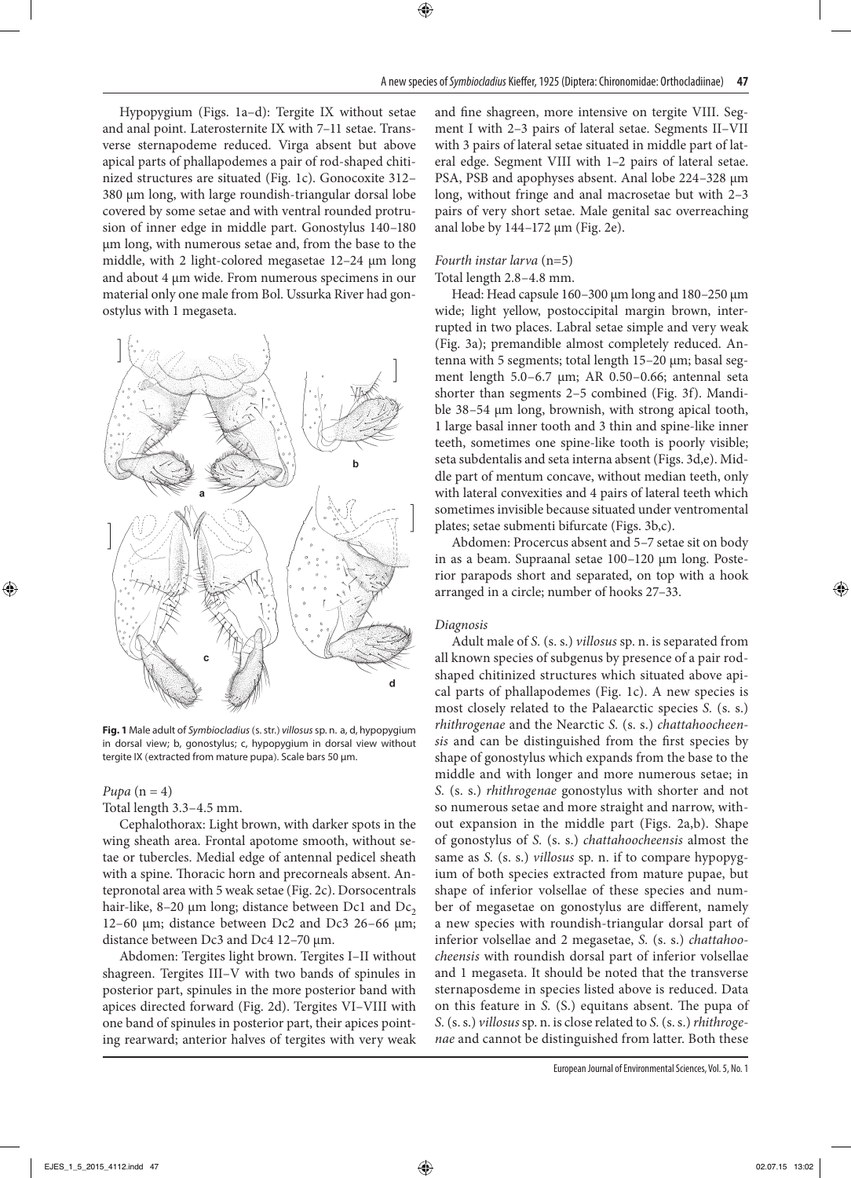Hypopygium (Figs. 1a–d): Tergite IX without setae and anal point. Laterosternite IX with 7–11 setae. Transverse sternapodeme reduced. Virga absent but above apical parts of phallapodemes a pair of rod-shaped chitinized structures are situated (Fig. 1c). Gonocoxite 312–380 μm long, with large roundish-triangular dorsal lobe covered by some setae and with ventral rounded protrusion of inner edge in middle part. Gonostylus 140–180 μm long, with numerous setae and, from the base to the middle, with 2 light-colored megasetae 12–24 μm long and about 4 μm wide. From numerous specimens in our material only one male from Bol. Ussurka River had gonostylus with 1 megaseta.

**Fig. 1** Male adult of *Symbiocladius* (s. str.) *villosus* sp. n. a, d, hypopygium in dorsal view; b, gonostylus; c, hypopygium in dorsal view without tergite IX (extracted from mature pupa). Scale bars 50 μm.

*Pupa* (n = 4)

Total length 3.3–4.5 mm.

Cephalothorax: Light brown, with darker spots in the wing sheath area. Frontal apotome smooth, without setae or tubercles. Medial edge of antennal pedicel sheath with a spine. Thoracic horn and precorneals absent. Antepronotal area with 5 weak setae (Fig. 2c). Dorsocentrals hair-like, 8–20 μm long; distance between Dc1 and $Dc_2$ 12–60 μm; distance between Dc2 and Dc3 26–66 μm; distance between Dc3 and Dc4 12–70 μm.

Abdomen: Tergites light brown. Tergites I–II without shagreen. Tergites III–V with two bands of spinules in posterior part, spinules in the more posterior band with apices directed forward (Fig. 2d). Tergites VI–VIII with one band of spinules in posterior part, their apices pointing rearward; anterior halves of tergites with very weak and fine shagreen, more intensive on tergite VIII. Segment I with 2–3 pairs of lateral setae. Segments II–VII with 3 pairs of lateral setae situated in middle part of lateral edge. Segment VIII with 1–2 pairs of lateral setae. PSA, PSB and apophyses absent. Anal lobe 224–328 μm long, without fringe and anal macrosetae but with 2–3 pairs of very short setae. Male genital sac overreaching anal lobe by 144–172 μm (Fig. 2e).

*Fourth instar larva* (n=5)

Total length 2.8–4.8 mm.

Head: Head capsule 160–300 μm long and 180–250 μm wide; light yellow, postoccipital margin brown, interrupted in two places. Labral setae simple and very weak (Fig. 3a); premandible almost completely reduced. Antenna with 5 segments; total length 15–20 μm; basal segment length 5.0–6.7 μm; AR 0.50–0.66; antennal seta shorter than segments 2–5 combined (Fig. 3f). Mandible 38–54 μm long, brownish, with strong apical tooth, 1 large basal inner tooth and 3 thin and spine-like inner teeth, sometimes one spine-like tooth is poorly visible; seta subdentalis and seta interna absent (Figs. 3d,e). Middle part of mentum concave, without median teeth, only with lateral convexities and 4 pairs of lateral teeth which sometimes invisible because situated under ventromental plates; setae submenti bifurcate (Figs. 3b,c).

Abdomen: Procercus absent and 5–7 setae sit on body in as a beam. Supraanal setae 100–120 μm long. Posterior parapods short and separated, on top with a hook arranged in a circle; number of hooks 27–33.

*Diagnosis*

Adult male of *S.* (s. s.) *villosus* sp. n. is separated from all known species of subgenus by presence of a pair rod-shaped chitinized structures which situated above apical parts of phallapodemes (Fig. 1c). A new species is most closely related to the Palaearctic species *S.* (s. s.) *rhithrogenae* and the Nearctic *S.* (s. s.) *chattahoocheensis* and can be distinguished from the first species by shape of gonostylus which expands from the base to the middle and with longer and more numerous setae; in *S.* (s. s.) *rhithrogenae* gonostylus with shorter and not so numerous setae and more straight and narrow, without expansion in the middle part (Figs. 2a,b). Shape of gonostylus of *S.* (s. s.) *chattahoocheensis* almost the same as *S.* (s. s.) *villosus* sp. n. if to compare hypopygium of both species extracted from mature pupae, but shape of inferior volsellae of these species and number of megasetae on gonostylus are different, namely a new species with roundish-triangular dorsal part of inferior volsellae and 2 megasetae, *S.* (s. s.) *chattahoocheensis* with roundish dorsal part of inferior volsellae and 1 megaseta. It should be noted that the transverse sternaposdeme in species listed above is reduced. Data on this feature in *S.* (S.) equitans absent. The pupa of *S.* (s. s.) *villosus* sp. n. is close related to *S.* (s. s.) *rhithrogenae* and cannot be distinguished from latter. Both these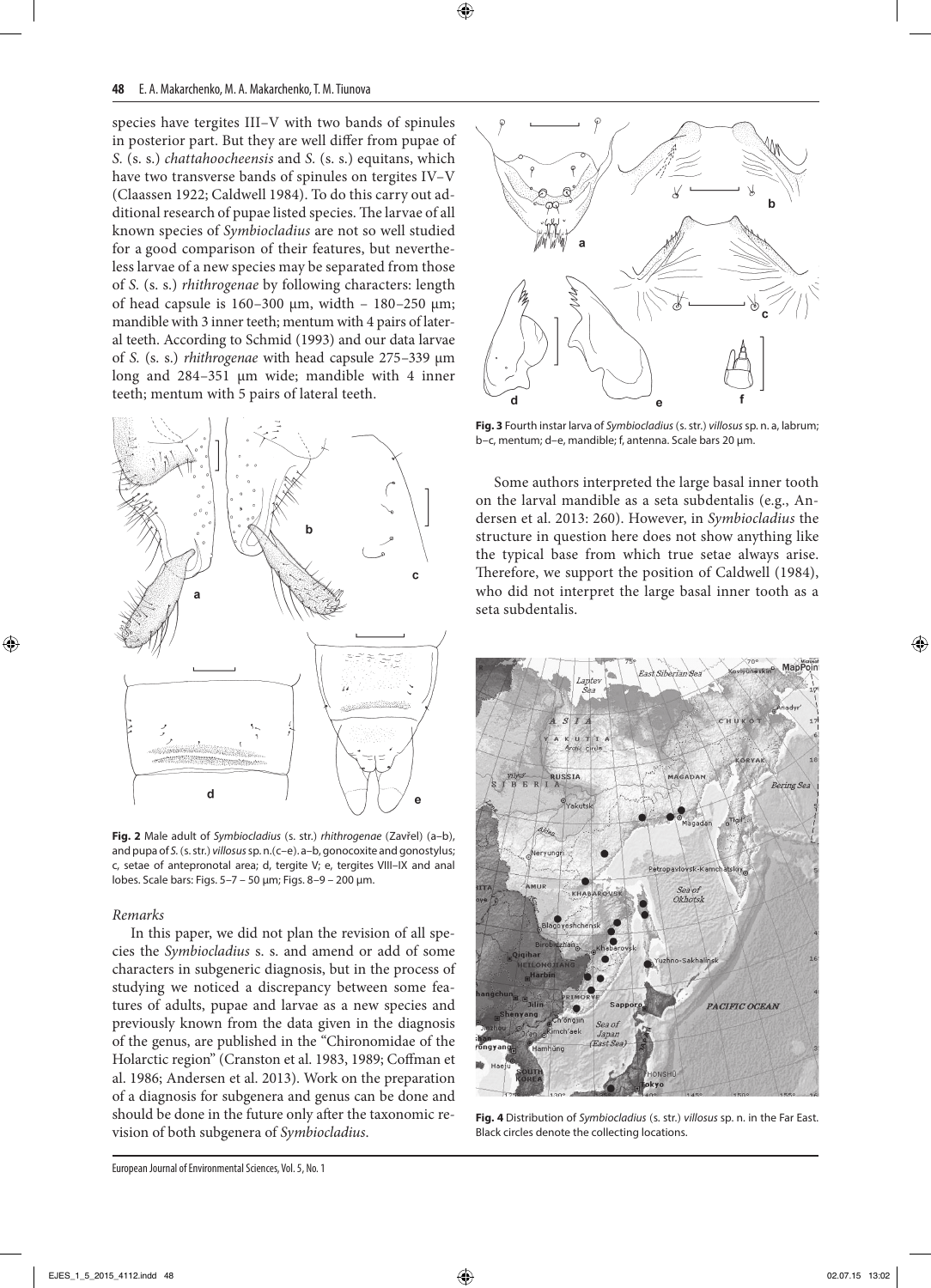species have tergites III–V with two bands of spinules in posterior part. But they are well differ from pupae of *S.* (s. s.) *chattahoocheensis* and *S.* (s. s.) equitans, which have two transverse bands of spinules on tergites IV–V (Claassen 1922; Caldwell 1984). To do this carry out additional research of pupae listed species. The larvae of all known species of *Symbiocladius* are not so well studied for a good comparison of their features, but nevertheless larvae of a new species may be separated from those of *S.* (s. s.) *rhithrogenae* by following characters: length of head capsule is 160–300 µm, width – 180–250 µm; mandible with 3 inner teeth; mentum with 4 pairs of lateral teeth. According to Schmid (1993) and our data larvae of *S.* (s. s.) *rhithrogenae* with head capsule 275–339 µm long and 284–351 µm wide; mandible with 4 inner teeth; mentum with 5 pairs of lateral teeth.

**Fig. 2** Male adult of *Symbiocladius* (s. str.) *rhithrogenae* (Zavřel) (a–b), and pupa of *S.* (s. str.) *villosus* sp. n. (c–e). a–b, gonocoxite and gonostylus; c, setae of antepronotal area; d, tergite V; e, tergites VIII–IX and anal lobes. Scale bars: Figs. 5–7 – 50 µm; Figs. 8–9 – 200 µm.

*Remarks*

In this paper, we did not plan the revision of all species the *Symbiocladius* s. s. and amend or add of some characters in subgeneric diagnosis, but in the process of studying we noticed a discrepancy between some features of adults, pupae and larvae as a new species and previously known from the data given in the diagnosis of the genus, are published in the "Chironomidae of the Holarctic region" (Cranston et al. 1983, 1989; Coffman et al. 1986; Andersen et al. 2013). Work on the preparation of a diagnosis for subgenera and genus can be done and should be done in the future only after the taxonomic revision of both subgenera of *Symbiocladius*.

**Fig. 3** Fourth instar larva of *Symbiocladius* (s. str.) *villosus* sp. n. a, labrum; b–c, mentum; d–e, mandible; f, antenna. Scale bars 20 µm.

Some authors interpreted the large basal inner tooth on the larval mandible as a seta subdentalis (e.g., Andersen et al. 2013: 260). However, in *Symbiocladius* the structure in question here does not show anything like the typical base from which true setae always arise. Therefore, we support the position of Caldwell (1984), who did not interpret the large basal inner tooth as a seta subdentalis.

**Fig. 4** Distribution of *Symbiocladius* (s. str.) *villosus* sp. n. in the Far East. Black circles denote the collecting locations.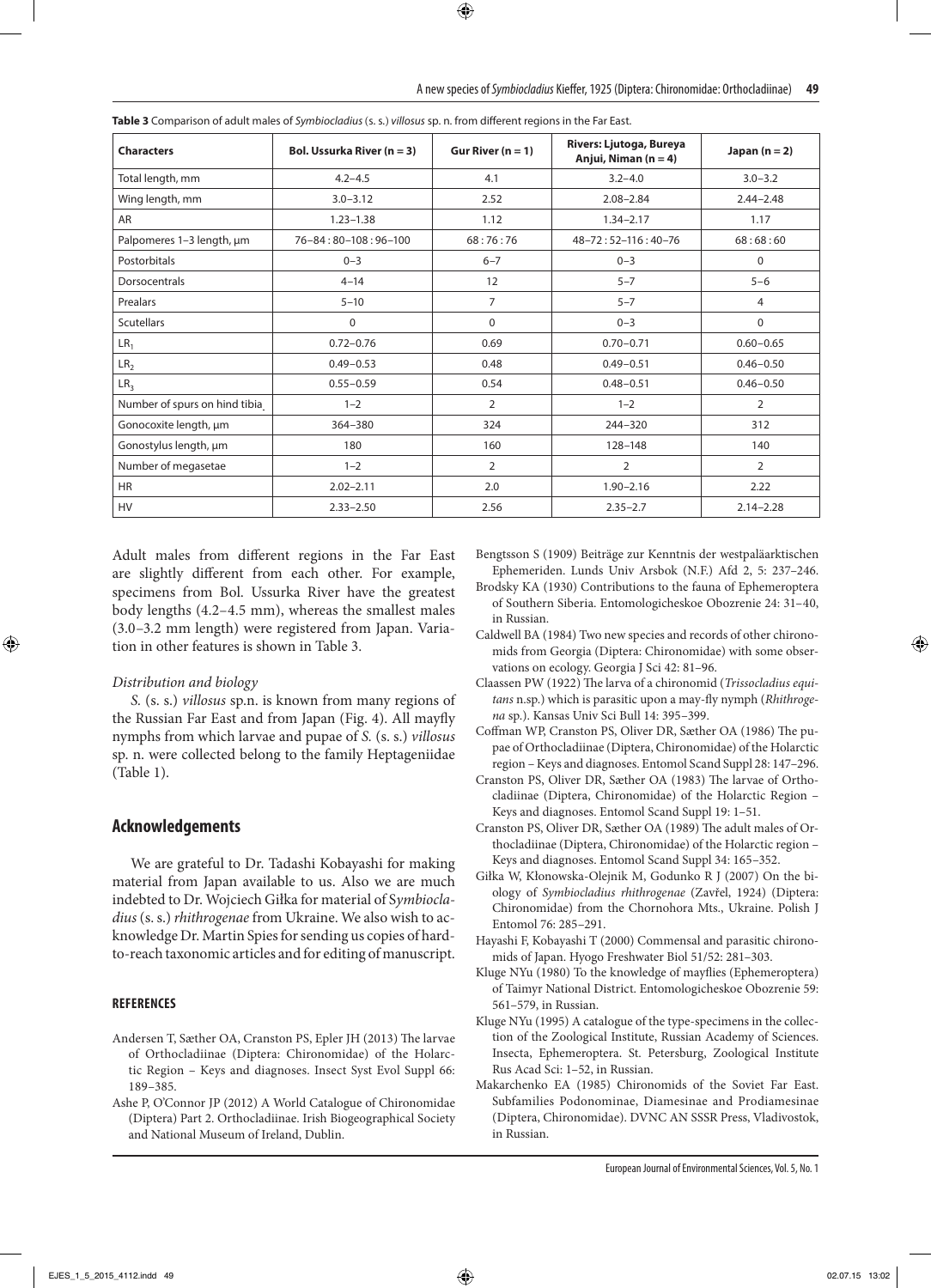**Table 3** Comparison of adult males of *Symbiocladius* (s. s.) *villosus* sp. n. from different regions in the Far East.

| Characters | Bol. Ussurka River (n = 3) | Gur River (n = 1) | Rivers: Ljutoga, Bureya Anjui, Niman (n = 4) | Japan (n = 2) |
|---|---|---|---|---|
| Total length, mm | 4.2–4.5 | 4.1 | 3.2–4.0 | 3.0–3.2 |
| Wing length, mm | 3.0–3.12 | 2.52 | 2.08–2.84 | 2.44–2.48 |
| AR | 1.23–1.38 | 1.12 | 1.34–2.17 | 1.17 |
| Palpomeres 1–3 length, µm | 76–84 : 80–108 : 96–100 | 68 : 76 : 76 | 48–72 : 52–116 : 40–76 | 68 : 68 : 60 |
| Postorbitals | 0–3 | 6–7 | 0–3 | 0 |
| Dorsocentrals | 4–14 | 12 | 5–7 | 5–6 |
| Prealars | 5–10 | 7 | 5–7 | 4 |
| Scutellars | 0 | 0 | 0–3 | 0 |
| $LR_1$ | 0.72–0.76 | 0.69 | 0.70–0.71 | 0.60–0.65 |
| $LR_2$ | 0.49–0.53 | 0.48 | 0.49–0.51 | 0.46–0.50 |
| $LR_3$ | 0.55–0.59 | 0.54 | 0.48–0.51 | 0.46–0.50 |
| Number of spurs on hind tibia | 1–2 | 2 | 1–2 | 2 |
| Gonocoxite length, µm | 364–380 | 324 | 244–320 | 312 |
| Gonostylus length, µm | 180 | 160 | 128–148 | 140 |
| Number of megasetae | 1–2 | 2 | 2 | 2 |
| HR | 2.02–2.11 | 2.0 | 1.90–2.16 | 2.22 |
| HV | 2.33–2.50 | 2.56 | 2.35–2.7 | 2.14–2.28 |

Adult males from different regions in the Far East are slightly different from each other. For example, specimens from Bol. Ussurka River have the greatest body lengths (4.2–4.5 mm), whereas the smallest males (3.0–3.2 mm length) were registered from Japan. Variation in other features is shown in Table 3.

*Distribution and biology*

*S.* (s. s.) *villosus* sp.n. is known from many regions of the Russian Far East and from Japan (Fig. 4). All mayfly nymphs from which larvae and pupae of *S.* (s. s.) *villosus* sp. n. were collected belong to the family Heptageniidae (Table 1).

## Acknowledgements

We are grateful to Dr. Tadashi Kobayashi for making material from Japan available to us. Also we are much indebted to Dr. Wojciech Giłka for material of *Symbiocladius* (s. s.) *rhithrogenae* from Ukraine. We also wish to acknowledge Dr. Martin Spies for sending us copies of hard-to-reach taxonomic articles and for editing of manuscript.

### REFERENCES

Andersen T, Sæther OA, Cranston PS, Epler JH (2013) The larvae of Orthocladiinae (Diptera: Chironomidae) of the Holarctic Region – Keys and diagnoses. Insect Syst Evol Suppl 66: 189–385.

Ashe P, O'Connor JP (2012) A World Catalogue of Chironomidae (Diptera) Part 2. Orthocladiinae. Irish Biogeographical Society and National Museum of Ireland, Dublin.

Bengtsson S (1909) Beiträge zur Kenntnis der westpaläarktischen Ephemeriden. Lunds Univ Arsbok (N.F.) Afd 2, 5: 237–246.

Brodsky KA (1930) Contributions to the fauna of Ephemeroptera of Southern Siberia. Entomologicheskoe Obozrenie 24: 31–40, in Russian.

Caldwell BA (1984) Two new species and records of other chironomids from Georgia (Diptera: Chironomidae) with some observations on ecology. Georgia J Sci 42: 81–96.

Claassen PW (1922) The larva of a chironomid (*Trissocladius equitans* n.sp.) which is parasitic upon a may-fly nymph (*Rhithrogena* sp.). Kansas Univ Sci Bull 14: 395–399.

Coffman WP, Cranston PS, Oliver DR, Sæther OA (1986) The pupae of Orthocladiinae (Diptera, Chironomidae) of the Holarctic region – Keys and diagnoses. Entomol Scand Suppl 28: 147–296.

Cranston PS, Oliver DR, Sæther OA (1983) The larvae of Orthocladiinae (Diptera, Chironomidae) of the Holarctic Region – Keys and diagnoses. Entomol Scand Suppl 19: 1–51.

Cranston PS, Oliver DR, Sæther OA (1989) The adult males of Orthocladiinae (Diptera, Chironomidae) of the Holarctic region – Keys and diagnoses. Entomol Scand Suppl 34: 165–352.

Giłka W, Kłonowska-Olejnik M, Godunko R J (2007) On the biology of *Symbiocladius rhithrogenae* (Zavřel, 1924) (Diptera: Chironomidae) from the Chornohora Mts., Ukraine. Polish J Entomol 76: 285–291.

Hayashi F, Kobayashi T (2000) Commensal and parasitic chironomids of Japan. Hyogo Freshwater Biol 51/52: 281–303.

Kluge NYu (1980) To the knowledge of mayflies (Ephemeroptera) of Taimyr National District. Entomologicheskoe Obozrenie 59: 561–579, in Russian.

Kluge NYu (1995) A catalogue of the type-specimens in the collection of the Zoological Institute, Russian Academy of Sciences. Insecta, Ephemeroptera. St. Petersburg, Zoological Institute Rus Acad Sci: 1–52, in Russian.

Makarchenko EA (1985) Chironomids of the Soviet Far East. Subfamilies Podonominae, Diamesinae and Prodiamesinae (Diptera, Chironomidae). DVNC AN SSSR Press, Vladivostok, in Russian.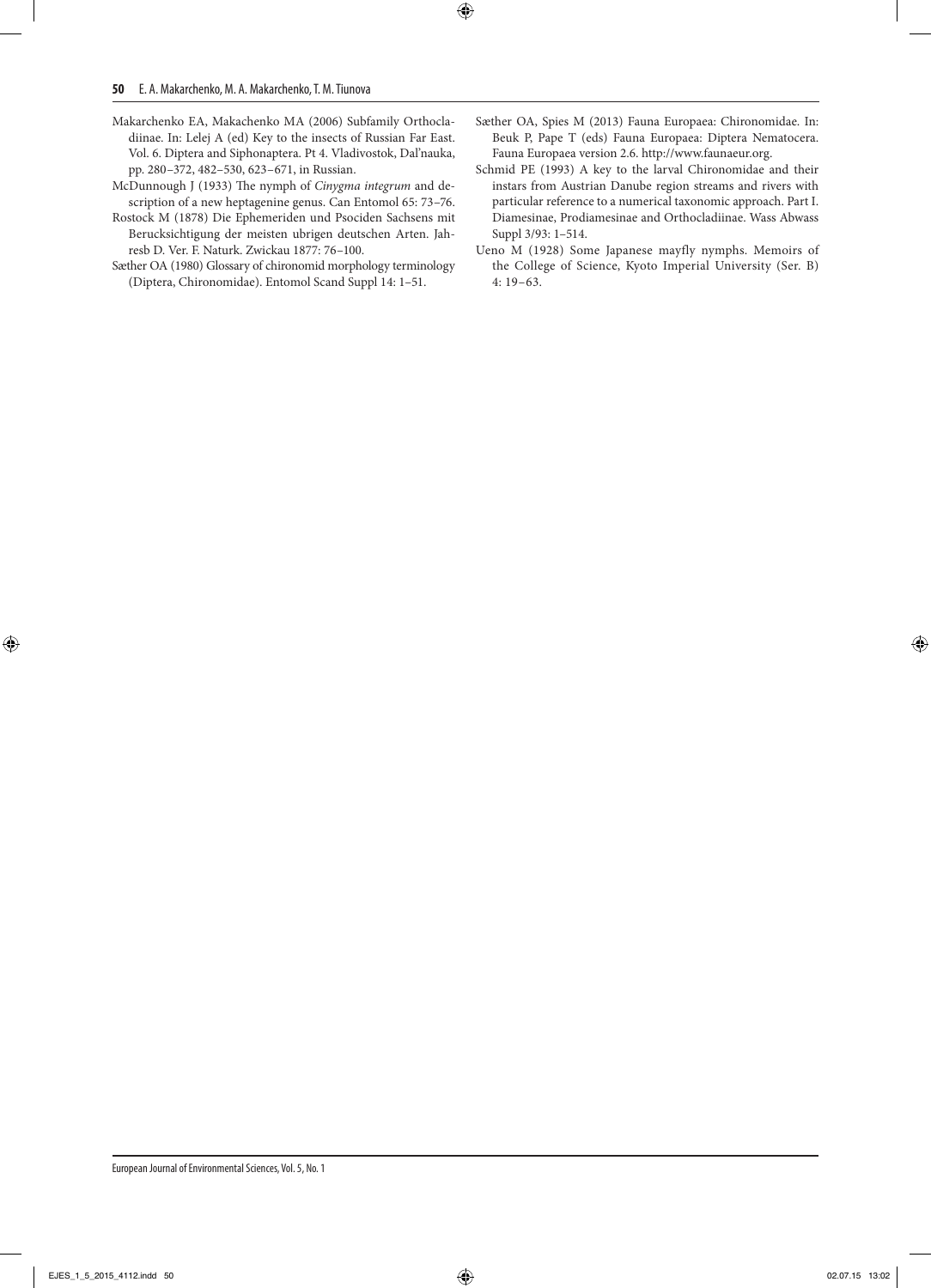Makarchenko EA, Makachenko MA (2006) Subfamily Orthocladiinae. In: Lelej A (ed) Key to the insects of Russian Far East. Vol. 6. Diptera and Siphonaptera. Pt 4. Vladivostok, Dal'nauka, pp. 280–372, 482–530, 623–671, in Russian.

McDunnough J (1933) The nymph of *Cinygma integrum* and description of a new heptagenine genus. Can Entomol 65: 73–76.

Rostock M (1878) Die Ephemeriden und Psociden Sachsens mit Berucksichtigung der meisten ubrigen deutschen Arten. Jahresb D. Ver. F. Naturk. Zwickau 1877: 76–100.

Sæther OA (1980) Glossary of chironomid morphology terminology (Diptera, Chironomidae). Entomol Scand Suppl 14: 1–51.

Sæther OA, Spies M (2013) Fauna Europaea: Chironomidae. In: Beuk P, Pape T (eds) Fauna Europaea: Diptera Nematocera. Fauna Europaea version 2.6. http://www.faunaeur.org.

Schmid PE (1993) A key to the larval Chironomidae and their instars from Austrian Danube region streams and rivers with particular reference to a numerical taxonomic approach. Part I. Diamesinae, Prodiamesinae and Orthocladiinae. Wass Abwass Suppl 3/93: 1–514.

Ueno M (1928) Some Japanese mayfly nymphs. Memoirs of the College of Science, Kyoto Imperial University (Ser. B) 4: 19–63.